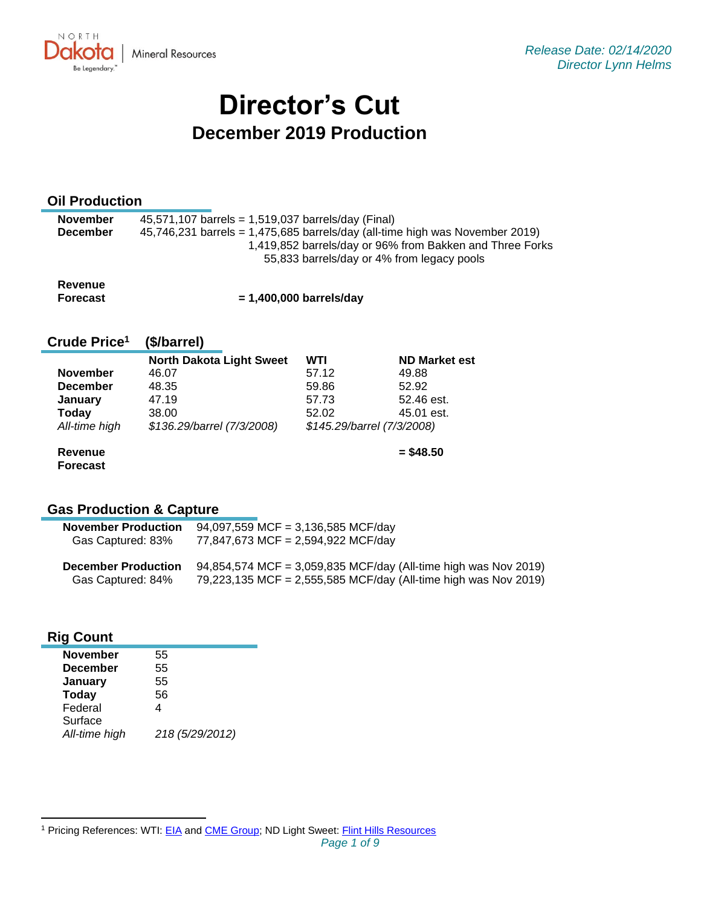Release Date: 02/14/2020
Director Lynn Helms

# Director's Cut

## December 2019 Production

### Oil Production

| | |
|---|---|
| **November** | 45,571,107 barrels = 1,519,037 barrels/day (Final) |
| **December** | 45,746,231 barrels = 1,475,685 barrels/day (all-time high was November 2019) |
| | 1,419,852 barrels/day or 96% from Bakken and Three Forks |
| | 55,833 barrels/day or 4% from legacy pools |

**Revenue Forecast** **= 1,400,000 barrels/day**

### Crude Price[1] ($/barrel)

| | North Dakota Light Sweet | WTI | ND Market est |
|---|---|---|---|
| **November** | 46.07 | 57.12 | 49.88 |
| **December** | 48.35 | 59.86 | 52.92 |
| **January** | 47.19 | 57.73 | 52.46 est. |
| **Today** | 38.00 | 52.02 | 45.01 est. |
| *All-time high* | *$136.29/barrel (7/3/2008)* | *$145.29/barrel (7/3/2008)* | |
| **Revenue Forecast** | | | **= $48.50** |

### Gas Production & Capture

| | |
|---|---|
| **November Production** | 94,097,559 MCF = 3,136,585 MCF/day |
| Gas Captured: 83% | 77,847,673 MCF = 2,594,922 MCF/day |
| **December Production** | 94,854,574 MCF = 3,059,835 MCF/day (All-time high was Nov 2019) |
| Gas Captured: 84% | 79,223,135 MCF = 2,555,585 MCF/day (All-time high was Nov 2019) |

### Rig Count

| | |
|---|---|
| **November** | 55 |
| **December** | 55 |
| **January** | 55 |
| **Today** | 56 |
| Federal Surface | 4 |
| *All-time high* | *218 (5/29/2012)* |

[1] Pricing References: WTI: EIA and CME Group; ND Light Sweet: Flint Hills Resources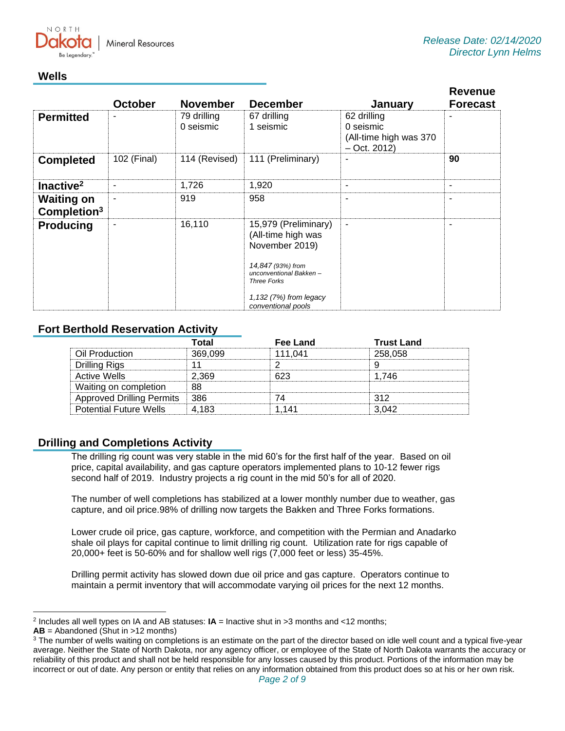Release Date: 02/14/2020
Director Lynn Helms

## Wells

| | October | November | December | January | Revenue Forecast |
|---|---|---|---|---|---|
| **Permitted** | - | 79 drilling<br>0 seismic | 67 drilling<br>1 seismic | 62 drilling<br>0 seismic<br>(All-time high was 370 – Oct. 2012) | - |
| **Completed** | 102 (Final) | 114 (Revised) | 111 (Preliminary) | - | **90** |
| **Inactive**[2] | - | 1,726 | 1,920 | - | - |
| **Waiting on Completion**[3] | - | 919 | 958 | - | - |
| **Producing** | - | 16,110 | 15,979 (Preliminary)<br>(All-time high was November 2019)<br>*14,847 (93%) from unconventional Bakken – Three Forks*<br>*1,132 (7%) from legacy conventional pools* | - | - |

## Fort Berthold Reservation Activity

| | Total | Fee Land | Trust Land |
|---|---|---|---|
| Oil Production | 369,099 | 111,041 | 258,058 |
| Drilling Rigs | 11 | 2 | 9 |
| Active Wells | 2,369 | 623 | 1,746 |
| Waiting on completion | 88 | | |
| Approved Drilling Permits | 386 | 74 | 312 |
| Potential Future Wells | 4,183 | 1,141 | 3,042 |

## Drilling and Completions Activity

The drilling rig count was very stable in the mid 60's for the first half of the year. Based on oil price, capital availability, and gas capture operators implemented plans to 10-12 fewer rigs second half of 2019. Industry projects a rig count in the mid 50's for all of 2020.

The number of well completions has stabilized at a lower monthly number due to weather, gas capture, and oil price.98% of drilling now targets the Bakken and Three Forks formations.

Lower crude oil price, gas capture, workforce, and competition with the Permian and Anadarko shale oil plays for capital continue to limit drilling rig count. Utilization rate for rigs capable of 20,000+ feet is 50-60% and for shallow well rigs (7,000 feet or less) 35-45%.

Drilling permit activity has slowed down due oil price and gas capture. Operators continue to maintain a permit inventory that will accommodate varying oil prices for the next 12 months.

---

[2] Includes all well types on IA and AB statuses: **IA** = Inactive shut in >3 months and <12 months; **AB** = Abandoned (Shut in >12 months)

[3] The number of wells waiting on completions is an estimate on the part of the director based on idle well count and a typical five-year average. Neither the State of North Dakota, nor any agency officer, or employee of the State of North Dakota warrants the accuracy or reliability of this product and shall not be held responsible for any losses caused by this product. Portions of the information may be incorrect or out of date. Any person or entity that relies on any information obtained from this product does so at his or her own risk.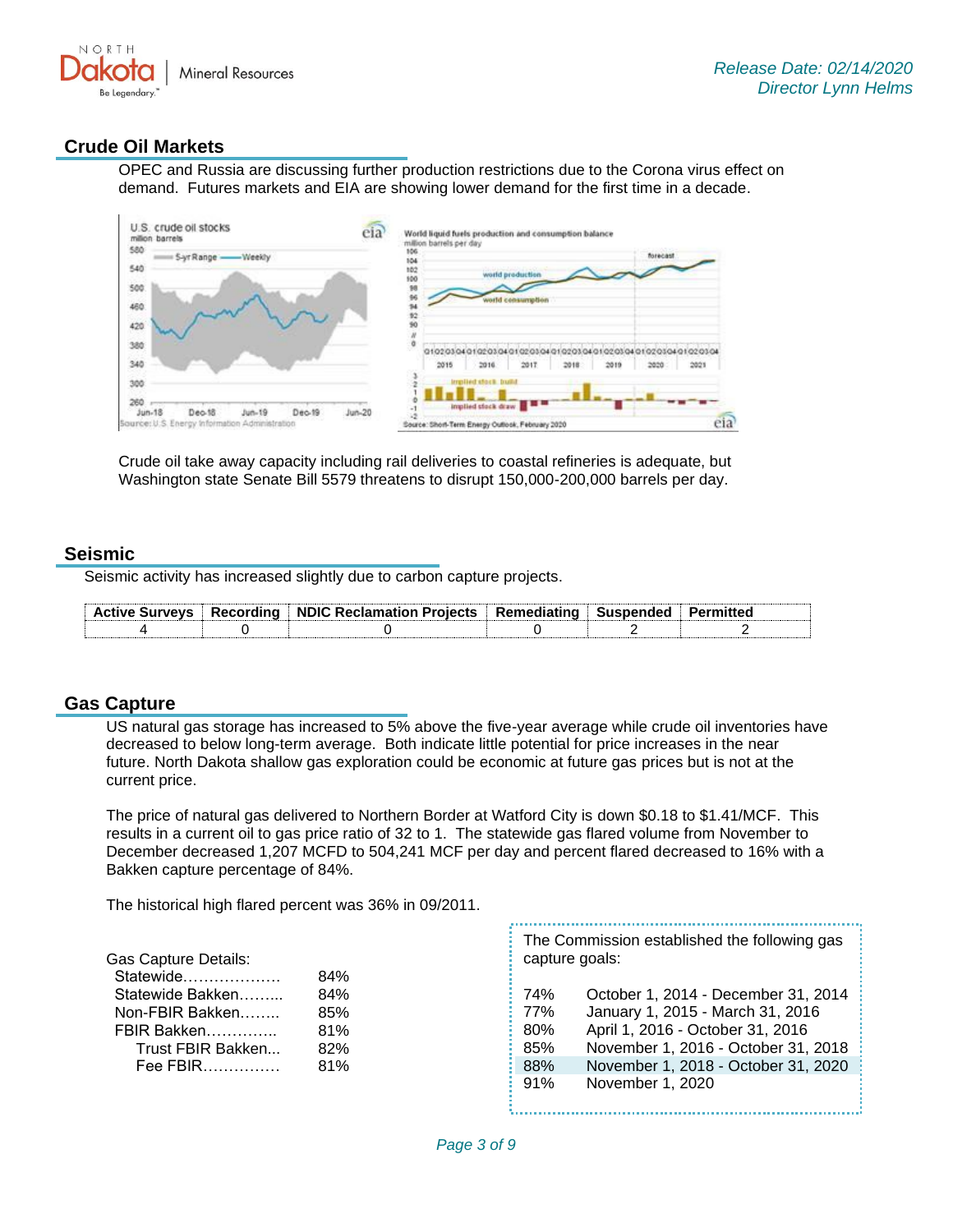## Crude Oil Markets

OPEC and Russia are discussing further production restrictions due to the Corona virus effect on demand. Futures markets and EIA are showing lower demand for the first time in a decade.

Crude oil take away capacity including rail deliveries to coastal refineries is adequate, but Washington state Senate Bill 5579 threatens to disrupt 150,000-200,000 barrels per day.

## Seismic

Seismic activity has increased slightly due to carbon capture projects.

| Active Surveys | Recording | NDIC Reclamation Projects | Remediating | Suspended | Permitted |
|---|---|---|---|---|---|
| 4 | 0 | 0 | 0 | 2 | 2 |

## Gas Capture

US natural gas storage has increased to 5% above the five-year average while crude oil inventories have decreased to below long-term average. Both indicate little potential for price increases in the near future. North Dakota shallow gas exploration could be economic at future gas prices but is not at the current price.

The price of natural gas delivered to Northern Border at Watford City is down $0.18 to $1.41/MCF. This results in a current oil to gas price ratio of 32 to 1. The statewide gas flared volume from November to December decreased 1,207 MCFD to 504,241 MCF per day and percent flared decreased to 16% with a Bakken capture percentage of 84%.

The historical high flared percent was 36% in 09/2011.

Gas Capture Details:

| | |
|---|---|
| Statewide………………. | 84% |
| Statewide Bakken……... | 84% |
| Non-FBIR Bakken…….. | 85% |
| FBIR Bakken………….. | 81% |
| Trust FBIR Bakken... | 82% |
| Fee FBIR…………… | 81% |

The Commission established the following gas capture goals:

| | |
|---|---|
| 74% | October 1, 2014 - December 31, 2014 |
| 77% | January 1, 2015 - March 31, 2016 |
| 80% | April 1, 2016 - October 31, 2016 |
| 85% | November 1, 2016 - October 31, 2018 |
| 88% | November 1, 2018 - October 31, 2020 |
| 91% | November 1, 2020 |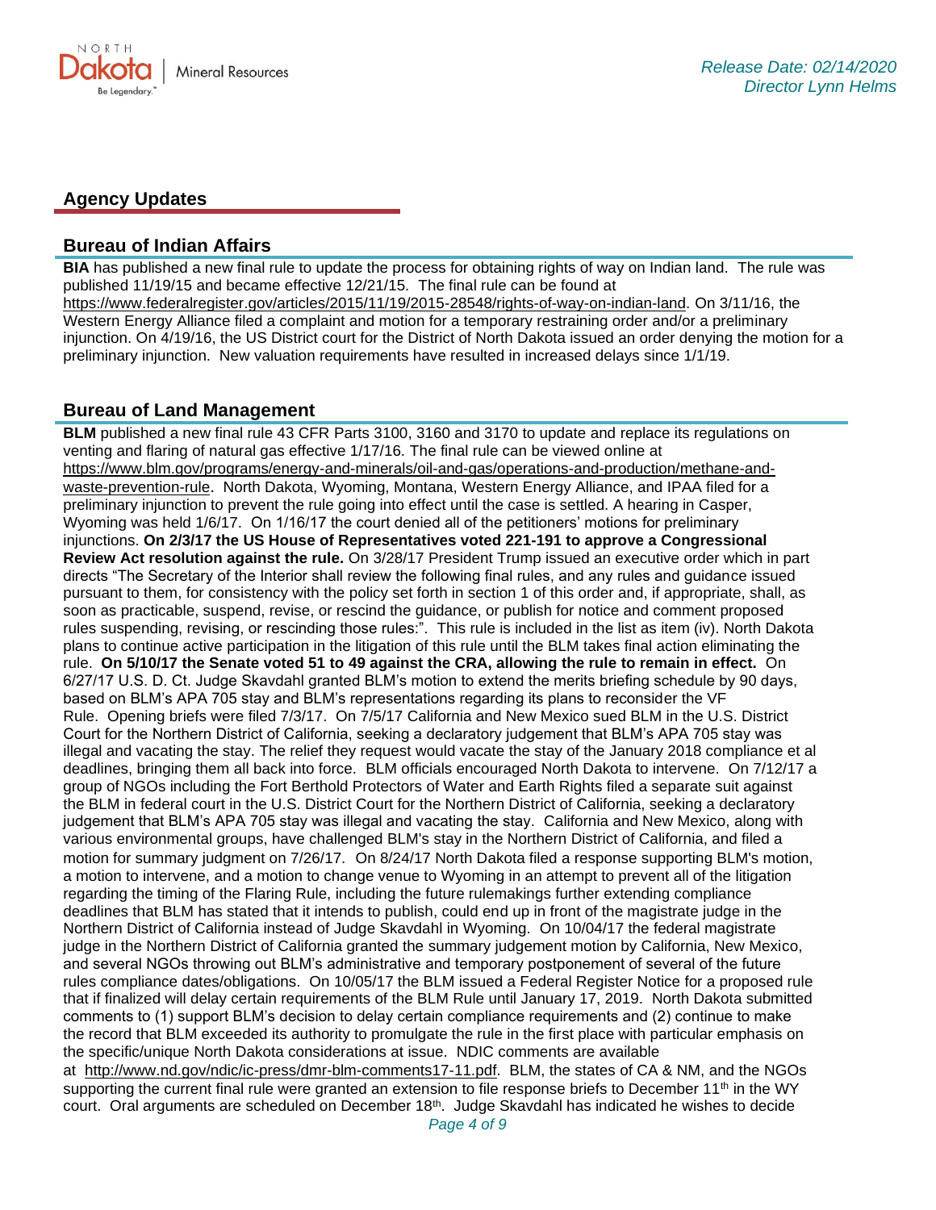## Agency Updates

### Bureau of Indian Affairs

**BIA** has published a new final rule to update the process for obtaining rights of way on Indian land. The rule was published 11/19/15 and became effective 12/21/15. The final rule can be found at https://www.federalregister.gov/articles/2015/11/19/2015-28548/rights-of-way-on-indian-land. On 3/11/16, the Western Energy Alliance filed a complaint and motion for a temporary restraining order and/or a preliminary injunction. On 4/19/16, the US District court for the District of North Dakota issued an order denying the motion for a preliminary injunction. New valuation requirements have resulted in increased delays since 1/1/19.

### Bureau of Land Management

**BLM** published a new final rule 43 CFR Parts 3100, 3160 and 3170 to update and replace its regulations on venting and flaring of natural gas effective 1/17/16. The final rule can be viewed online at https://www.blm.gov/programs/energy-and-minerals/oil-and-gas/operations-and-production/methane-and-waste-prevention-rule. North Dakota, Wyoming, Montana, Western Energy Alliance, and IPAA filed for a preliminary injunction to prevent the rule going into effect until the case is settled. A hearing in Casper, Wyoming was held 1/6/17. On 1/16/17 the court denied all of the petitioners' motions for preliminary injunctions. **On 2/3/17 the US House of Representatives voted 221-191 to approve a Congressional Review Act resolution against the rule.** On 3/28/17 President Trump issued an executive order which in part directs "The Secretary of the Interior shall review the following final rules, and any rules and guidance issued pursuant to them, for consistency with the policy set forth in section 1 of this order and, if appropriate, shall, as soon as practicable, suspend, revise, or rescind the guidance, or publish for notice and comment proposed rules suspending, revising, or rescinding those rules:". This rule is included in the list as item (iv). North Dakota plans to continue active participation in the litigation of this rule until the BLM takes final action eliminating the rule. **On 5/10/17 the Senate voted 51 to 49 against the CRA, allowing the rule to remain in effect.** On 6/27/17 U.S. D. Ct. Judge Skavdahl granted BLM's motion to extend the merits briefing schedule by 90 days, based on BLM's APA 705 stay and BLM's representations regarding its plans to reconsider the VF Rule. Opening briefs were filed 7/3/17. On 7/5/17 California and New Mexico sued BLM in the U.S. District Court for the Northern District of California, seeking a declaratory judgement that BLM's APA 705 stay was illegal and vacating the stay. The relief they request would vacate the stay of the January 2018 compliance et al deadlines, bringing them all back into force. BLM officials encouraged North Dakota to intervene. On 7/12/17 a group of NGOs including the Fort Berthold Protectors of Water and Earth Rights filed a separate suit against the BLM in federal court in the U.S. District Court for the Northern District of California, seeking a declaratory judgement that BLM's APA 705 stay was illegal and vacating the stay. California and New Mexico, along with various environmental groups, have challenged BLM's stay in the Northern District of California, and filed a motion for summary judgment on 7/26/17. On 8/24/17 North Dakota filed a response supporting BLM's motion, a motion to intervene, and a motion to change venue to Wyoming in an attempt to prevent all of the litigation regarding the timing of the Flaring Rule, including the future rulemakings further extending compliance deadlines that BLM has stated that it intends to publish, could end up in front of the magistrate judge in the Northern District of California instead of Judge Skavdahl in Wyoming. On 10/04/17 the federal magistrate judge in the Northern District of California granted the summary judgement motion by California, New Mexico, and several NGOs throwing out BLM's administrative and temporary postponement of several of the future rules compliance dates/obligations. On 10/05/17 the BLM issued a Federal Register Notice for a proposed rule that if finalized will delay certain requirements of the BLM Rule until January 17, 2019. North Dakota submitted comments to (1) support BLM's decision to delay certain compliance requirements and (2) continue to make the record that BLM exceeded its authority to promulgate the rule in the first place with particular emphasis on the specific/unique North Dakota considerations at issue. NDIC comments are available at http://www.nd.gov/ndic/ic-press/dmr-blm-comments17-11.pdf. BLM, the states of CA & NM, and the NGOs supporting the current final rule were granted an extension to file response briefs to December 11th in the WY court. Oral arguments are scheduled on December 18th. Judge Skavdahl has indicated he wishes to decide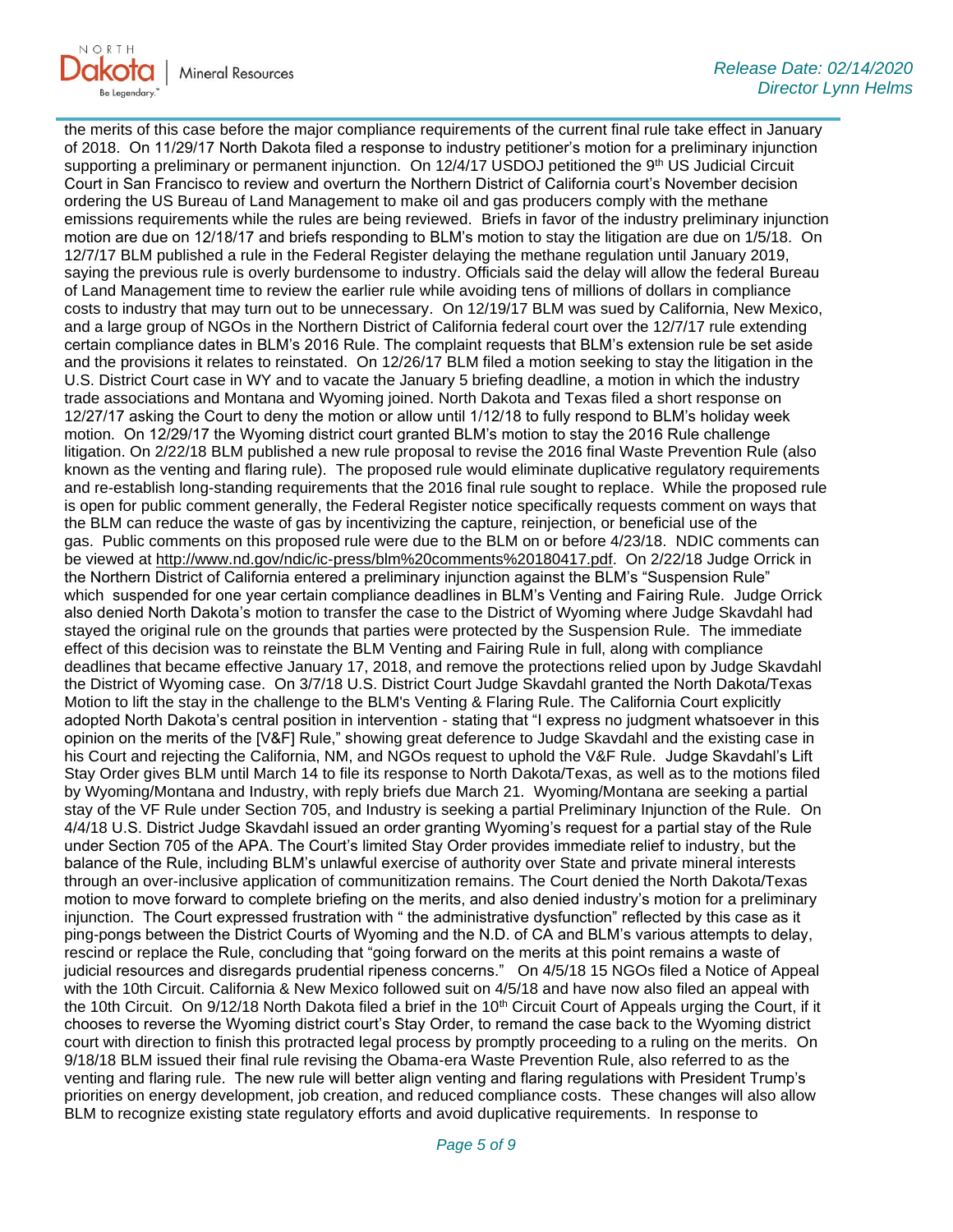the merits of this case before the major compliance requirements of the current final rule take effect in January of 2018. On 11/29/17 North Dakota filed a response to industry petitioner's motion for a preliminary injunction supporting a preliminary or permanent injunction. On 12/4/17 USDOJ petitioned the 9th US Judicial Circuit Court in San Francisco to review and overturn the Northern District of California court's November decision ordering the US Bureau of Land Management to make oil and gas producers comply with the methane emissions requirements while the rules are being reviewed. Briefs in favor of the industry preliminary injunction motion are due on 12/18/17 and briefs responding to BLM's motion to stay the litigation are due on 1/5/18. On 12/7/17 BLM published a rule in the Federal Register delaying the methane regulation until January 2019, saying the previous rule is overly burdensome to industry. Officials said the delay will allow the federal Bureau of Land Management time to review the earlier rule while avoiding tens of millions of dollars in compliance costs to industry that may turn out to be unnecessary. On 12/19/17 BLM was sued by California, New Mexico, and a large group of NGOs in the Northern District of California federal court over the 12/7/17 rule extending certain compliance dates in BLM's 2016 Rule. The complaint requests that BLM's extension rule be set aside and the provisions it relates to reinstated. On 12/26/17 BLM filed a motion seeking to stay the litigation in the U.S. District Court case in WY and to vacate the January 5 briefing deadline, a motion in which the industry trade associations and Montana and Wyoming joined. North Dakota and Texas filed a short response on 12/27/17 asking the Court to deny the motion or allow until 1/12/18 to fully respond to BLM's holiday week motion. On 12/29/17 the Wyoming district court granted BLM's motion to stay the 2016 Rule challenge litigation. On 2/22/18 BLM published a new rule proposal to revise the 2016 final Waste Prevention Rule (also known as the venting and flaring rule). The proposed rule would eliminate duplicative regulatory requirements and re-establish long-standing requirements that the 2016 final rule sought to replace. While the proposed rule is open for public comment generally, the Federal Register notice specifically requests comment on ways that the BLM can reduce the waste of gas by incentivizing the capture, reinjection, or beneficial use of the gas. Public comments on this proposed rule were due to the BLM on or before 4/23/18. NDIC comments can be viewed at http://www.nd.gov/ndic/ic-press/blm%20comments%20180417.pdf. On 2/22/18 Judge Orrick in the Northern District of California entered a preliminary injunction against the BLM's "Suspension Rule" which suspended for one year certain compliance deadlines in BLM's Venting and Fairing Rule. Judge Orrick also denied North Dakota's motion to transfer the case to the District of Wyoming where Judge Skavdahl had stayed the original rule on the grounds that parties were protected by the Suspension Rule. The immediate effect of this decision was to reinstate the BLM Venting and Fairing Rule in full, along with compliance deadlines that became effective January 17, 2018, and remove the protections relied upon by Judge Skavdahl the District of Wyoming case. On 3/7/18 U.S. District Court Judge Skavdahl granted the North Dakota/Texas Motion to lift the stay in the challenge to the BLM's Venting & Flaring Rule. The California Court explicitly adopted North Dakota's central position in intervention - stating that "I express no judgment whatsoever in this opinion on the merits of the [V&F] Rule," showing great deference to Judge Skavdahl and the existing case in his Court and rejecting the California, NM, and NGOs request to uphold the V&F Rule. Judge Skavdahl's Lift Stay Order gives BLM until March 14 to file its response to North Dakota/Texas, as well as to the motions filed by Wyoming/Montana and Industry, with reply briefs due March 21. Wyoming/Montana are seeking a partial stay of the VF Rule under Section 705, and Industry is seeking a partial Preliminary Injunction of the Rule. On 4/4/18 U.S. District Judge Skavdahl issued an order granting Wyoming's request for a partial stay of the Rule under Section 705 of the APA. The Court's limited Stay Order provides immediate relief to industry, but the balance of the Rule, including BLM's unlawful exercise of authority over State and private mineral interests through an over-inclusive application of communitization remains. The Court denied the North Dakota/Texas motion to move forward to complete briefing on the merits, and also denied industry's motion for a preliminary injunction. The Court expressed frustration with " the administrative dysfunction" reflected by this case as it ping-pongs between the District Courts of Wyoming and the N.D. of CA and BLM's various attempts to delay, rescind or replace the Rule, concluding that "going forward on the merits at this point remains a waste of judicial resources and disregards prudential ripeness concerns." On 4/5/18 15 NGOs filed a Notice of Appeal with the 10th Circuit. California & New Mexico followed suit on 4/5/18 and have now also filed an appeal with the 10th Circuit. On 9/12/18 North Dakota filed a brief in the 10th Circuit Court of Appeals urging the Court, if it chooses to reverse the Wyoming district court's Stay Order, to remand the case back to the Wyoming district court with direction to finish this protracted legal process by promptly proceeding to a ruling on the merits. On 9/18/18 BLM issued their final rule revising the Obama-era Waste Prevention Rule, also referred to as the venting and flaring rule. The new rule will better align venting and flaring regulations with President Trump's priorities on energy development, job creation, and reduced compliance costs. These changes will also allow BLM to recognize existing state regulatory efforts and avoid duplicative requirements. In response to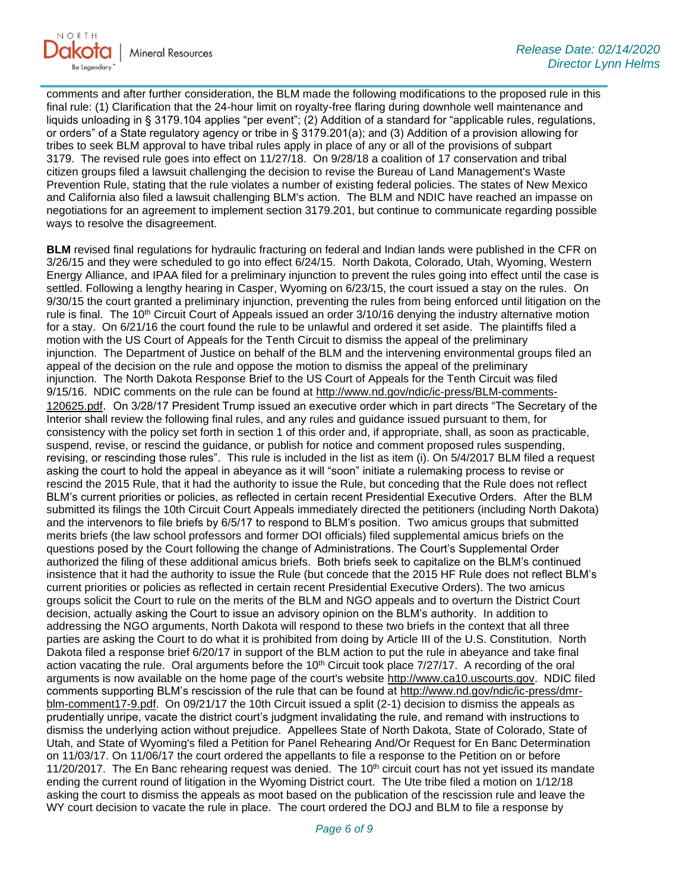comments and after further consideration, the BLM made the following modifications to the proposed rule in this final rule: (1) Clarification that the 24-hour limit on royalty-free flaring during downhole well maintenance and liquids unloading in § 3179.104 applies "per event"; (2) Addition of a standard for "applicable rules, regulations, or orders" of a State regulatory agency or tribe in § 3179.201(a); and (3) Addition of a provision allowing for tribes to seek BLM approval to have tribal rules apply in place of any or all of the provisions of subpart 3179. The revised rule goes into effect on 11/27/18. On 9/28/18 a coalition of 17 conservation and tribal citizen groups filed a lawsuit challenging the decision to revise the Bureau of Land Management's Waste Prevention Rule, stating that the rule violates a number of existing federal policies. The states of New Mexico and California also filed a lawsuit challenging BLM's action. The BLM and NDIC have reached an impasse on negotiations for an agreement to implement section 3179.201, but continue to communicate regarding possible ways to resolve the disagreement.

**BLM** revised final regulations for hydraulic fracturing on federal and Indian lands were published in the CFR on 3/26/15 and they were scheduled to go into effect 6/24/15. North Dakota, Colorado, Utah, Wyoming, Western Energy Alliance, and IPAA filed for a preliminary injunction to prevent the rules going into effect until the case is settled. Following a lengthy hearing in Casper, Wyoming on 6/23/15, the court issued a stay on the rules. On 9/30/15 the court granted a preliminary injunction, preventing the rules from being enforced until litigation on the rule is final. The 10th Circuit Court of Appeals issued an order 3/10/16 denying the industry alternative motion for a stay. On 6/21/16 the court found the rule to be unlawful and ordered it set aside. The plaintiffs filed a motion with the US Court of Appeals for the Tenth Circuit to dismiss the appeal of the preliminary injunction. The Department of Justice on behalf of the BLM and the intervening environmental groups filed an appeal of the decision on the rule and oppose the motion to dismiss the appeal of the preliminary injunction. The North Dakota Response Brief to the US Court of Appeals for the Tenth Circuit was filed 9/15/16. NDIC comments on the rule can be found at http://www.nd.gov/ndic/ic-press/BLM-comments-120625.pdf. On 3/28/17 President Trump issued an executive order which in part directs "The Secretary of the Interior shall review the following final rules, and any rules and guidance issued pursuant to them, for consistency with the policy set forth in section 1 of this order and, if appropriate, shall, as soon as practicable, suspend, revise, or rescind the guidance, or publish for notice and comment proposed rules suspending, revising, or rescinding those rules". This rule is included in the list as item (i). On 5/4/2017 BLM filed a request asking the court to hold the appeal in abeyance as it will "soon" initiate a rulemaking process to revise or rescind the 2015 Rule, that it had the authority to issue the Rule, but conceding that the Rule does not reflect BLM's current priorities or policies, as reflected in certain recent Presidential Executive Orders. After the BLM submitted its filings the 10th Circuit Court Appeals immediately directed the petitioners (including North Dakota) and the intervenors to file briefs by 6/5/17 to respond to BLM's position. Two amicus groups that submitted merits briefs (the law school professors and former DOI officials) filed supplemental amicus briefs on the questions posed by the Court following the change of Administrations. The Court's Supplemental Order authorized the filing of these additional amicus briefs. Both briefs seek to capitalize on the BLM's continued insistence that it had the authority to issue the Rule (but concede that the 2015 HF Rule does not reflect BLM's current priorities or policies as reflected in certain recent Presidential Executive Orders). The two amicus groups solicit the Court to rule on the merits of the BLM and NGO appeals and to overturn the District Court decision, actually asking the Court to issue an advisory opinion on the BLM's authority. In addition to addressing the NGO arguments, North Dakota will respond to these two briefs in the context that all three parties are asking the Court to do what it is prohibited from doing by Article III of the U.S. Constitution. North Dakota filed a response brief 6/20/17 in support of the BLM action to put the rule in abeyance and take final action vacating the rule. Oral arguments before the 10th Circuit took place 7/27/17. A recording of the oral arguments is now available on the home page of the court's website http://www.ca10.uscourts.gov. NDIC filed comments supporting BLM's rescission of the rule that can be found at http://www.nd.gov/ndic/ic-press/dmr-blm-comment17-9.pdf. On 09/21/17 the 10th Circuit issued a split (2-1) decision to dismiss the appeals as prudentially unripe, vacate the district court's judgment invalidating the rule, and remand with instructions to dismiss the underlying action without prejudice. Appellees State of North Dakota, State of Colorado, State of Utah, and State of Wyoming's filed a Petition for Panel Rehearing And/Or Request for En Banc Determination on 11/03/17. On 11/06/17 the court ordered the appellants to file a response to the Petition on or before 11/20/2017. The En Banc rehearing request was denied. The 10th circuit court has not yet issued its mandate ending the current round of litigation in the Wyoming District court. The Ute tribe filed a motion on 1/12/18 asking the court to dismiss the appeals as moot based on the publication of the rescission rule and leave the WY court decision to vacate the rule in place. The court ordered the DOJ and BLM to file a response by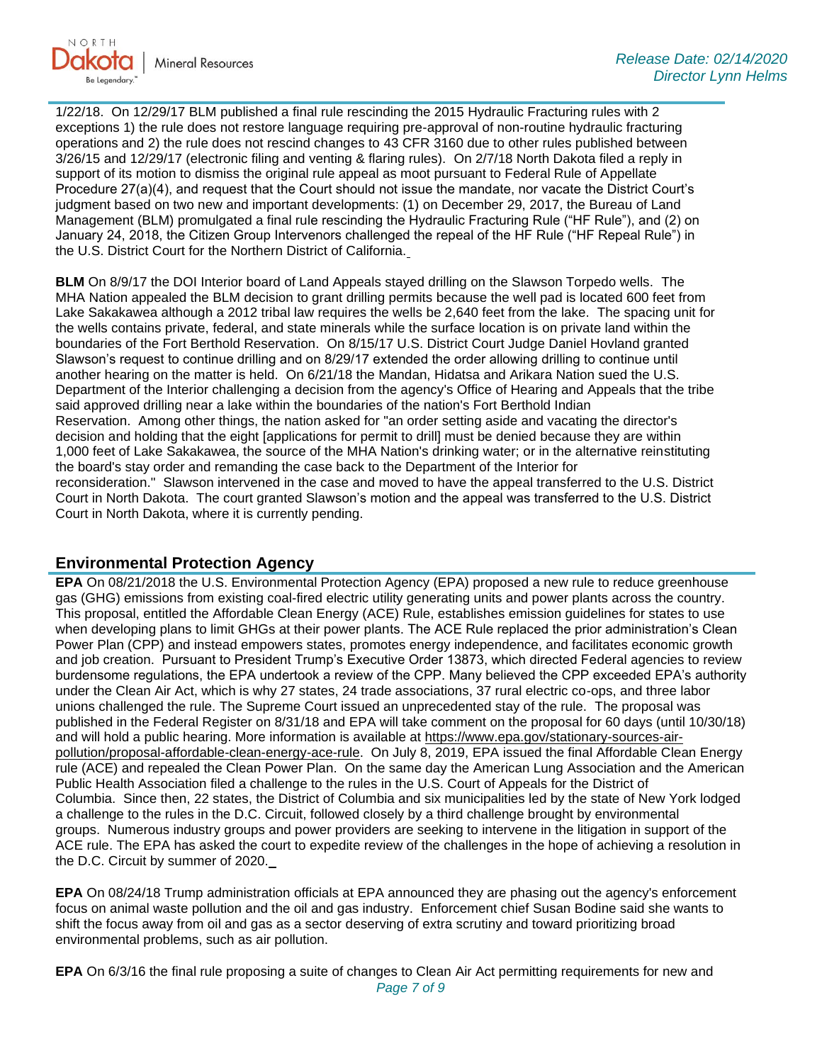1/22/18. On 12/29/17 BLM published a final rule rescinding the 2015 Hydraulic Fracturing rules with 2 exceptions 1) the rule does not restore language requiring pre-approval of non-routine hydraulic fracturing operations and 2) the rule does not rescind changes to 43 CFR 3160 due to other rules published between 3/26/15 and 12/29/17 (electronic filing and venting & flaring rules). On 2/7/18 North Dakota filed a reply in support of its motion to dismiss the original rule appeal as moot pursuant to Federal Rule of Appellate Procedure 27(a)(4), and request that the Court should not issue the mandate, nor vacate the District Court's judgment based on two new and important developments: (1) on December 29, 2017, the Bureau of Land Management (BLM) promulgated a final rule rescinding the Hydraulic Fracturing Rule ("HF Rule"), and (2) on January 24, 2018, the Citizen Group Intervenors challenged the repeal of the HF Rule ("HF Repeal Rule") in the U.S. District Court for the Northern District of California.

**BLM** On 8/9/17 the DOI Interior board of Land Appeals stayed drilling on the Slawson Torpedo wells. The MHA Nation appealed the BLM decision to grant drilling permits because the well pad is located 600 feet from Lake Sakakawea although a 2012 tribal law requires the wells be 2,640 feet from the lake. The spacing unit for the wells contains private, federal, and state minerals while the surface location is on private land within the boundaries of the Fort Berthold Reservation. On 8/15/17 U.S. District Court Judge Daniel Hovland granted Slawson's request to continue drilling and on 8/29/17 extended the order allowing drilling to continue until another hearing on the matter is held. On 6/21/18 the Mandan, Hidatsa and Arikara Nation sued the U.S. Department of the Interior challenging a decision from the agency's Office of Hearing and Appeals that the tribe said approved drilling near a lake within the boundaries of the nation's Fort Berthold Indian Reservation. Among other things, the nation asked for "an order setting aside and vacating the director's decision and holding that the eight [applications for permit to drill] must be denied because they are within 1,000 feet of Lake Sakakawea, the source of the MHA Nation's drinking water; or in the alternative reinstituting the board's stay order and remanding the case back to the Department of the Interior for reconsideration." Slawson intervened in the case and moved to have the appeal transferred to the U.S. District Court in North Dakota. The court granted Slawson's motion and the appeal was transferred to the U.S. District Court in North Dakota, where it is currently pending.

## Environmental Protection Agency

**EPA** On 08/21/2018 the U.S. Environmental Protection Agency (EPA) proposed a new rule to reduce greenhouse gas (GHG) emissions from existing coal-fired electric utility generating units and power plants across the country. This proposal, entitled the Affordable Clean Energy (ACE) Rule, establishes emission guidelines for states to use when developing plans to limit GHGs at their power plants. The ACE Rule replaced the prior administration's Clean Power Plan (CPP) and instead empowers states, promotes energy independence, and facilitates economic growth and job creation. Pursuant to President Trump's Executive Order 13873, which directed Federal agencies to review burdensome regulations, the EPA undertook a review of the CPP. Many believed the CPP exceeded EPA's authority under the Clean Air Act, which is why 27 states, 24 trade associations, 37 rural electric co-ops, and three labor unions challenged the rule. The Supreme Court issued an unprecedented stay of the rule. The proposal was published in the Federal Register on 8/31/18 and EPA will take comment on the proposal for 60 days (until 10/30/18) and will hold a public hearing. More information is available at https://www.epa.gov/stationary-sources-air-pollution/proposal-affordable-clean-energy-ace-rule. On July 8, 2019, EPA issued the final Affordable Clean Energy rule (ACE) and repealed the Clean Power Plan. On the same day the American Lung Association and the American Public Health Association filed a challenge to the rules in the U.S. Court of Appeals for the District of Columbia. Since then, 22 states, the District of Columbia and six municipalities led by the state of New York lodged a challenge to the rules in the D.C. Circuit, followed closely by a third challenge brought by environmental groups. Numerous industry groups and power providers are seeking to intervene in the litigation in support of the ACE rule. The EPA has asked the court to expedite review of the challenges in the hope of achieving a resolution in the D.C. Circuit by summer of 2020.

**EPA** On 08/24/18 Trump administration officials at EPA announced they are phasing out the agency's enforcement focus on animal waste pollution and the oil and gas industry. Enforcement chief Susan Bodine said she wants to shift the focus away from oil and gas as a sector deserving of extra scrutiny and toward prioritizing broad environmental problems, such as air pollution.

**EPA** On 6/3/16 the final rule proposing a suite of changes to Clean Air Act permitting requirements for new and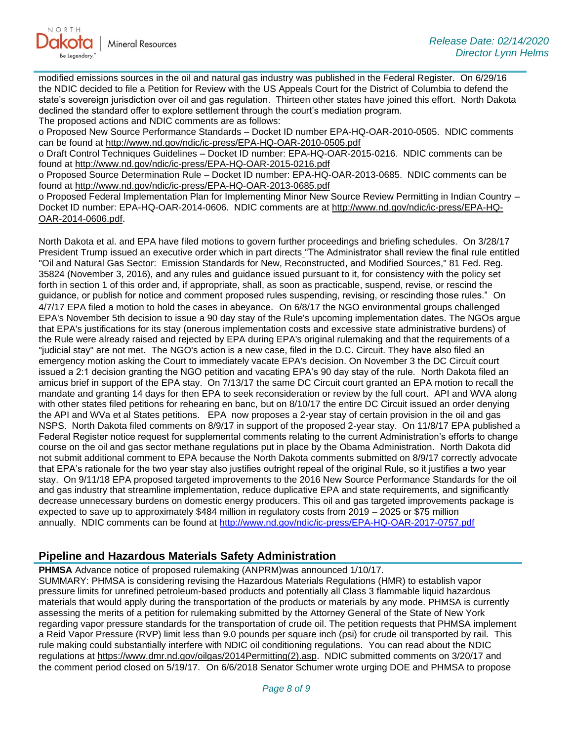modified emissions sources in the oil and natural gas industry was published in the Federal Register. On 6/29/16 the NDIC decided to file a Petition for Review with the US Appeals Court for the District of Columbia to defend the state's sovereign jurisdiction over oil and gas regulation. Thirteen other states have joined this effort. North Dakota declined the standard offer to explore settlement through the court's mediation program.

The proposed actions and NDIC comments are as follows:

- Proposed New Source Performance Standards – Docket ID number EPA-HQ-OAR-2010-0505. NDIC comments can be found at http://www.nd.gov/ndic/ic-press/EPA-HQ-OAR-2010-0505.pdf
- Draft Control Techniques Guidelines – Docket ID number: EPA-HQ-OAR-2015-0216. NDIC comments can be found at http://www.nd.gov/ndic/ic-press/EPA-HQ-OAR-2015-0216.pdf
- Proposed Source Determination Rule – Docket ID number: EPA-HQ-OAR-2013-0685. NDIC comments can be found at http://www.nd.gov/ndic/ic-press/EPA-HQ-OAR-2013-0685.pdf
- Proposed Federal Implementation Plan for Implementing Minor New Source Review Permitting in Indian Country – Docket ID number: EPA-HQ-OAR-2014-0606. NDIC comments are at http://www.nd.gov/ndic/ic-press/EPA-HQ-OAR-2014-0606.pdf.

North Dakota et al. and EPA have filed motions to govern further proceedings and briefing schedules. On 3/28/17 President Trump issued an executive order which in part directs "The Administrator shall review the final rule entitled "Oil and Natural Gas Sector: Emission Standards for New, Reconstructed, and Modified Sources," 81 Fed. Reg. 35824 (November 3, 2016), and any rules and guidance issued pursuant to it, for consistency with the policy set forth in section 1 of this order and, if appropriate, shall, as soon as practicable, suspend, revise, or rescind the guidance, or publish for notice and comment proposed rules suspending, revising, or rescinding those rules." On 4/7/17 EPA filed a motion to hold the cases in abeyance. On 6/8/17 the NGO environmental groups challenged EPA's November 5th decision to issue a 90 day stay of the Rule's upcoming implementation dates. The NGOs argue that EPA's justifications for its stay (onerous implementation costs and excessive state administrative burdens) of the Rule were already raised and rejected by EPA during EPA's original rulemaking and that the requirements of a "judicial stay" are not met. The NGO's action is a new case, filed in the D.C. Circuit. They have also filed an emergency motion asking the Court to immediately vacate EPA's decision. On November 3 the DC Circuit court issued a 2:1 decision granting the NGO petition and vacating EPA's 90 day stay of the rule. North Dakota filed an amicus brief in support of the EPA stay. On 7/13/17 the same DC Circuit court granted an EPA motion to recall the mandate and granting 14 days for then EPA to seek reconsideration or review by the full court. API and WVA along with other states filed petitions for rehearing en banc, but on 8/10/17 the entire DC Circuit issued an order denying the API and WVa et al States petitions. EPA now proposes a 2-year stay of certain provision in the oil and gas NSPS. North Dakota filed comments on 8/9/17 in support of the proposed 2-year stay. On 11/8/17 EPA published a Federal Register notice request for supplemental comments relating to the current Administration's efforts to change course on the oil and gas sector methane regulations put in place by the Obama Administration. North Dakota did not submit additional comment to EPA because the North Dakota comments submitted on 8/9/17 correctly advocate that EPA's rationale for the two year stay also justifies outright repeal of the original Rule, so it justifies a two year stay. On 9/11/18 EPA proposed targeted improvements to the 2016 New Source Performance Standards for the oil and gas industry that streamline implementation, reduce duplicative EPA and state requirements, and significantly decrease unnecessary burdens on domestic energy producers. This oil and gas targeted improvements package is expected to save up to approximately $484 million in regulatory costs from 2019 – 2025 or $75 million annually. NDIC comments can be found at http://www.nd.gov/ndic/ic-press/EPA-HQ-OAR-2017-0757.pdf

## Pipeline and Hazardous Materials Safety Administration

**PHMSA** Advance notice of proposed rulemaking (ANPRM)was announced 1/10/17.

SUMMARY: PHMSA is considering revising the Hazardous Materials Regulations (HMR) to establish vapor pressure limits for unrefined petroleum-based products and potentially all Class 3 flammable liquid hazardous materials that would apply during the transportation of the products or materials by any mode. PHMSA is currently assessing the merits of a petition for rulemaking submitted by the Attorney General of the State of New York regarding vapor pressure standards for the transportation of crude oil. The petition requests that PHMSA implement a Reid Vapor Pressure (RVP) limit less than 9.0 pounds per square inch (psi) for crude oil transported by rail. This rule making could substantially interfere with NDIC oil conditioning regulations. You can read about the NDIC regulations at https://www.dmr.nd.gov/oilgas/2014Permitting(2).asp. NDIC submitted comments on 3/20/17 and the comment period closed on 5/19/17. On 6/6/2018 Senator Schumer wrote urging DOE and PHMSA to propose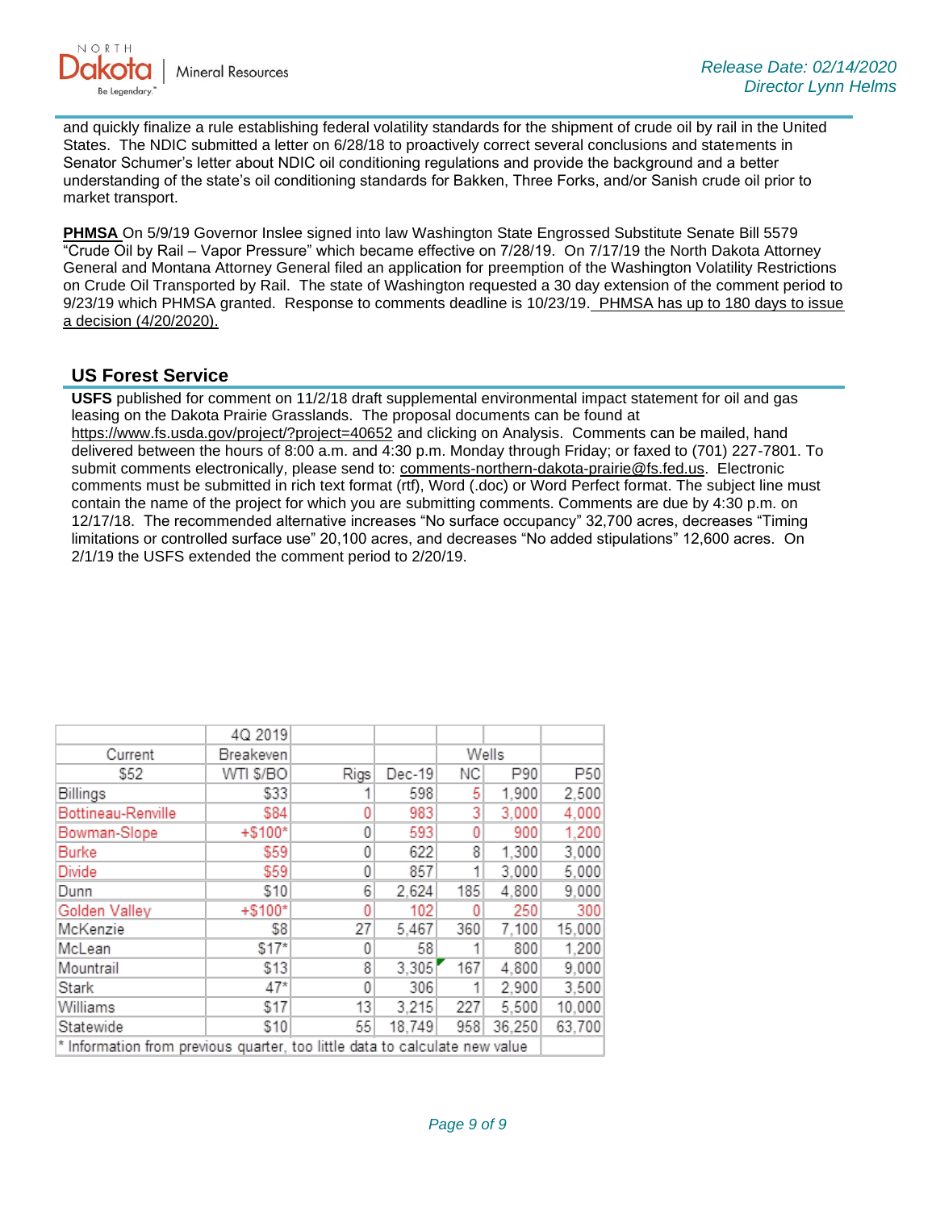and quickly finalize a rule establishing federal volatility standards for the shipment of crude oil by rail in the United States. The NDIC submitted a letter on 6/28/18 to proactively correct several conclusions and statements in Senator Schumer's letter about NDIC oil conditioning regulations and provide the background and a better understanding of the state's oil conditioning standards for Bakken, Three Forks, and/or Sanish crude oil prior to market transport.

**PHMSA** On 5/9/19 Governor Inslee signed into law Washington State Engrossed Substitute Senate Bill 5579 "Crude Oil by Rail – Vapor Pressure" which became effective on 7/28/19. On 7/17/19 the North Dakota Attorney General and Montana Attorney General filed an application for preemption of the Washington Volatility Restrictions on Crude Oil Transported by Rail. The state of Washington requested a 30 day extension of the comment period to 9/23/19 which PHMSA granted. Response to comments deadline is 10/23/19. PHMSA has up to 180 days to issue a decision (4/20/2020).

## US Forest Service

**USFS** published for comment on 11/2/18 draft supplemental environmental impact statement for oil and gas leasing on the Dakota Prairie Grasslands. The proposal documents can be found at https://www.fs.usda.gov/project/?project=40652 and clicking on Analysis. Comments can be mailed, hand delivered between the hours of 8:00 a.m. and 4:30 p.m. Monday through Friday; or faxed to (701) 227-7801. To submit comments electronically, please send to: comments-northern-dakota-prairie@fs.fed.us. Electronic comments must be submitted in rich text format (rtf), Word (.doc) or Word Perfect format. The subject line must contain the name of the project for which you are submitting comments. Comments are due by 4:30 p.m. on 12/17/18. The recommended alternative increases "No surface occupancy" 32,700 acres, decreases "Timing limitations or controlled surface use" 20,100 acres, and decreases "No added stipulations" 12,600 acres. On 2/1/19 the USFS extended the comment period to 2/20/19.

| Current | 4Q 2019 Breakeven | | | Wells | | |
|---|---|---|---|---|---|---|
| $52 | WTI $/BO | Rigs | Dec-19 | NC | P90 | P50 |
| Billings | $33 | 1 | 598 | 5 | 1,900 | 2,500 |
| Bottineau-Renville | $84 | 0 | 983 | 3 | 3,000 | 4,000 |
| Bowman-Slope | +$100* | 0 | 593 | 0 | 900 | 1,200 |
| Burke | $59 | 0 | 622 | 8 | 1,300 | 3,000 |
| Divide | $59 | 0 | 857 | 1 | 3,000 | 5,000 |
| Dunn | $10 | 6 | 2,624 | 185 | 4,800 | 9,000 |
| Golden Valley | +$100* | 0 | 102 | 0 | 250 | 300 |
| McKenzie | $8 | 27 | 5,467 | 360 | 7,100 | 15,000 |
| McLean | $17* | 0 | 58 | 1 | 800 | 1,200 |
| Mountrail | $13 | 8 | 3,305 | 167 | 4,800 | 9,000 |
| Stark | 47* | 0 | 306 | 1 | 2,900 | 3,500 |
| Williams | $17 | 13 | 3,215 | 227 | 5,500 | 10,000 |
| Statewide | $10 | 55 | 18,749 | 958 | 36,250 | 63,700 |

\* Information from previous quarter, too little data to calculate new value